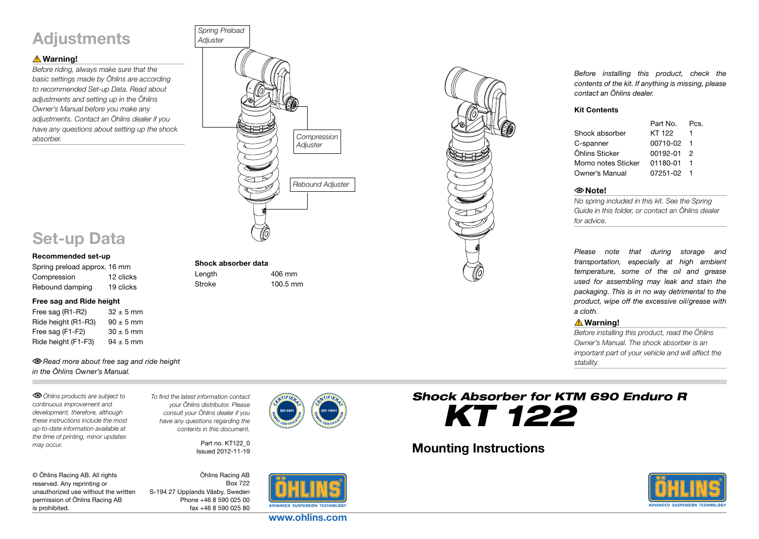# Adjustments

**⚠ Warning!**

*Before riding, always make sure that the basic settings made by Öhlins are according to recommended Set-up Data. Read about adjustments and setting up in the Öhlins Owner's Manual before you make any adjustments. Contact an Öhlins dealer if you have any questions about setting up the shock absorber.*

*Spring Preload Adjuster*

*Compression Adjuster*

*Rebound Adjuster*

# Set-up Data

**Recommended set-up**

| | |
|---|---|
| Spring preload approx. 16 mm | |
| Compression | 12 clicks |
| Rebound damping | 19 clicks |

**Free sag and Ride height**

| | |
|---|---|
| Free sag (R1-R2) | 32 ± 5 mm |
| Ride height (R1-R3) | 90 ± 5 mm |
| Free sag (F1-F2) | 30 ± 5 mm |
| Ride height (F1-F3) | 94 ± 5 mm |

*Read more about free sag and ride height in the Öhlins Owner's Manual.*

**Shock absorber data**

| | |
|---|---|
| Length | 406 mm |
| Stroke | 100.5 mm |

*Öhlins products are subject to continuous improvement and development, therefore, although these instructions include the most up-to-date information available at the time of printing, minor updates may occur.*

*To find the latest information contact your Öhlins distributor. Please consult your Öhlins dealer if you have any questions regarding the contents in this document.*

Part no. KT122_0
Issued 2012-11-19

© Öhlins Racing AB. All rights reserved. Any reprinting or unauthorized use without the written permission of Öhlins Racing AB is prohibited.

Öhlins Racing AB
Box 722
S-194 27 Upplands Väsby, Sweden
Phone +46 8 590 025 00
fax +46 8 590 025 80

www.ohlins.com

*Before installing this product, check the contents of the kit. If anything is missing, please contact an Öhlins dealer.*

**Kit Contents**

| | Part No. | Pcs. |
|---|---|---|
| Shock absorber | KT 122 | 1 |
| C-spanner | 00710-02 | 1 |
| Öhlins Sticker | 00192-01 | 2 |
| Momo notes Sticker | 01180-01 | 1 |
| Owner's Manual | 07251-02 | 1 |

**Note!**

*No spring included in this kit. See the Spring Guide in this folder, or contact an Öhlins dealer for advice.*

*Please note that during storage and transportation, especially at high ambient temperature, some of the oil and grease used for assembling may leak and stain the packaging. This is in no way detrimental to the product, wipe off the excessive oil/grease with a cloth.*

**⚠ Warning!**

*Before installing this product, read the Öhlins Owner's Manual. The shock absorber is an important part of your vehicle and will affect the stability.*

## *Shock Absorber for KTM 690 Enduro R*

# *KT 122*

## Mounting Instructions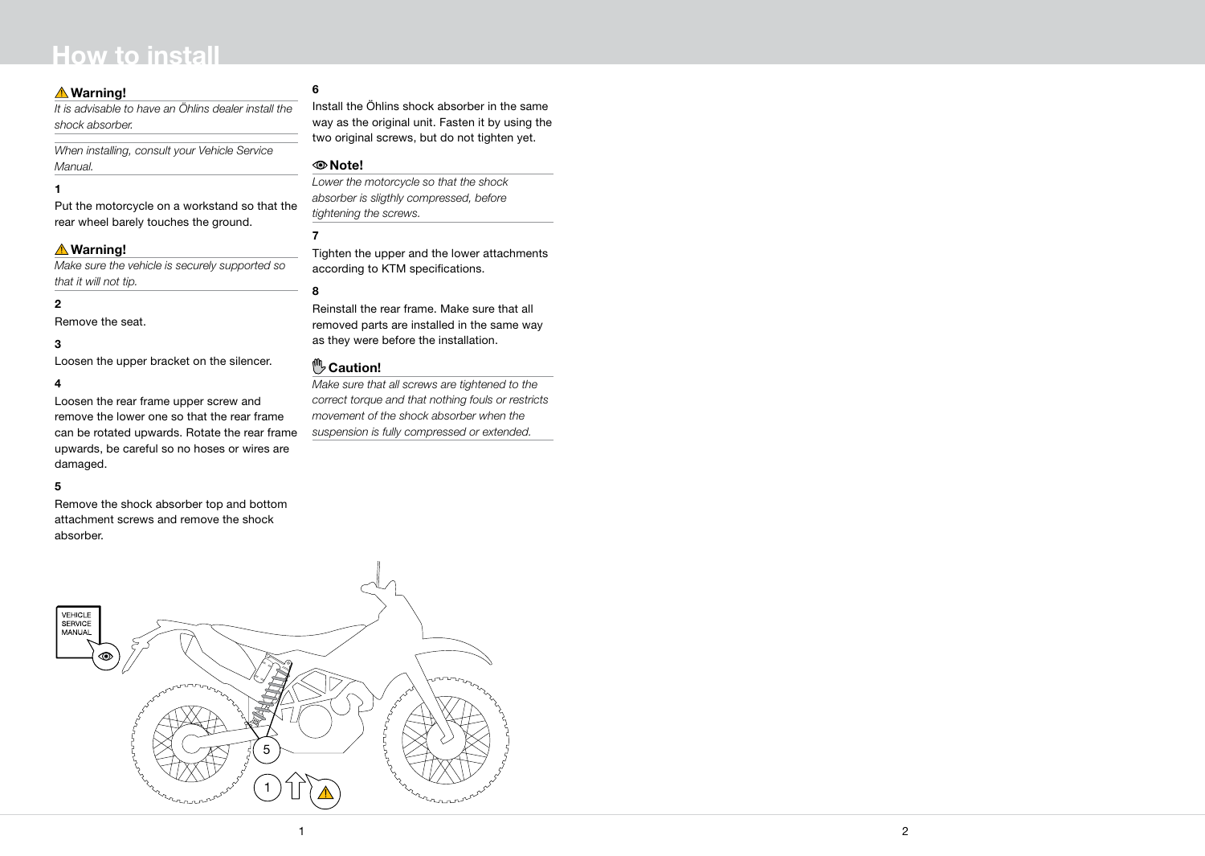# How to install

**⚠ Warning!**

*It is advisable to have an Öhlins dealer install the shock absorber.*

*When installing, consult your Vehicle Service Manual.*

**1**

Put the motorcycle on a workstand so that the rear wheel barely touches the ground.

**⚠ Warning!**

*Make sure the vehicle is securely supported so that it will not tip.*

**2**

Remove the seat.

**3**

Loosen the upper bracket on the silencer.

**4**

Loosen the rear frame upper screw and remove the lower one so that the rear frame can be rotated upwards. Rotate the rear frame upwards, be careful so no hoses or wires are damaged.

**5**

Remove the shock absorber top and bottom attachment screws and remove the shock absorber.

**6**

Install the Öhlins shock absorber in the same way as the original unit. Fasten it by using the two original screws, but do not tighten yet.

**Note!**

*Lower the motorcycle so that the shock absorber is sligthly compressed, before tightening the screws.*

**7**

Tighten the upper and the lower attachments according to KTM specifications.

**8**

Reinstall the rear frame. Make sure that all removed parts are installed in the same way as they were before the installation.

**Caution!**

*Make sure that all screws are tightened to the correct torque and that nothing fouls or restricts movement of the shock absorber when the suspension is fully compressed or extended.*

VEHICLE SERVICE MANUAL

5

1